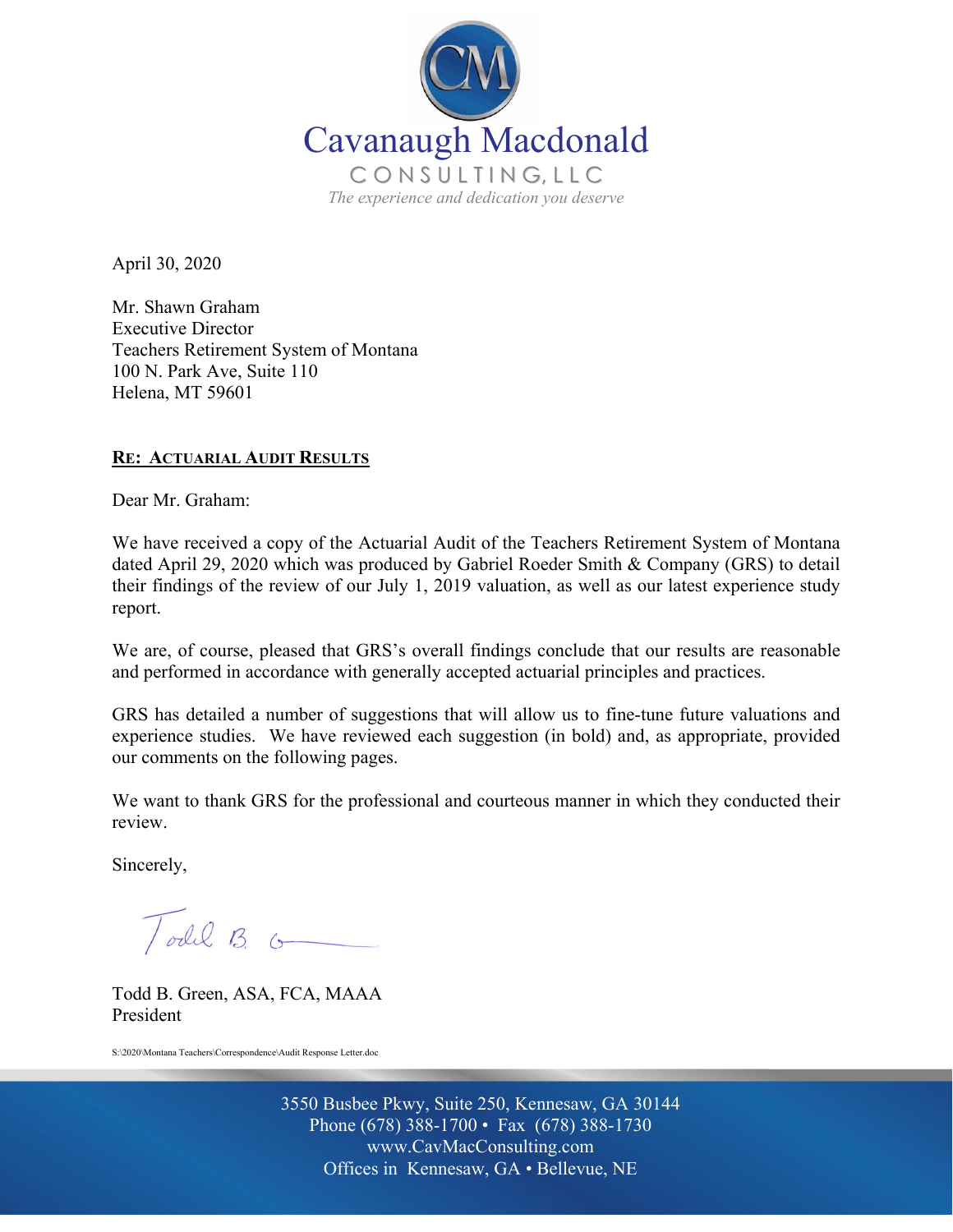Cavanaugh Macdonald

CONSULTING, LLC

*The experience and dedication you deserve*

April 30, 2020

Mr. Shawn Graham
Executive Director
Teachers Retirement System of Montana
100 N. Park Ave, Suite 110
Helena, MT 59601

**RE: ACTUARIAL AUDIT RESULTS**

Dear Mr. Graham:

We have received a copy of the Actuarial Audit of the Teachers Retirement System of Montana dated April 29, 2020 which was produced by Gabriel Roeder Smith & Company (GRS) to detail their findings of the review of our July 1, 2019 valuation, as well as our latest experience study report.

We are, of course, pleased that GRS's overall findings conclude that our results are reasonable and performed in accordance with generally accepted actuarial principles and practices.

GRS has detailed a number of suggestions that will allow us to fine-tune future valuations and experience studies. We have reviewed each suggestion (in bold) and, as appropriate, provided our comments on the following pages.

We want to thank GRS for the professional and courteous manner in which they conducted their review.

Sincerely,

Todd B. Green, ASA, FCA, MAAA
President

S:\2020\Montana Teachers\Correspondence\Audit Response Letter.doc

3550 Busbee Pkwy, Suite 250, Kennesaw, GA 30144
Phone (678) 388-1700 • Fax (678) 388-1730
www.CavMacConsulting.com
Offices in Kennesaw, GA • Bellevue, NE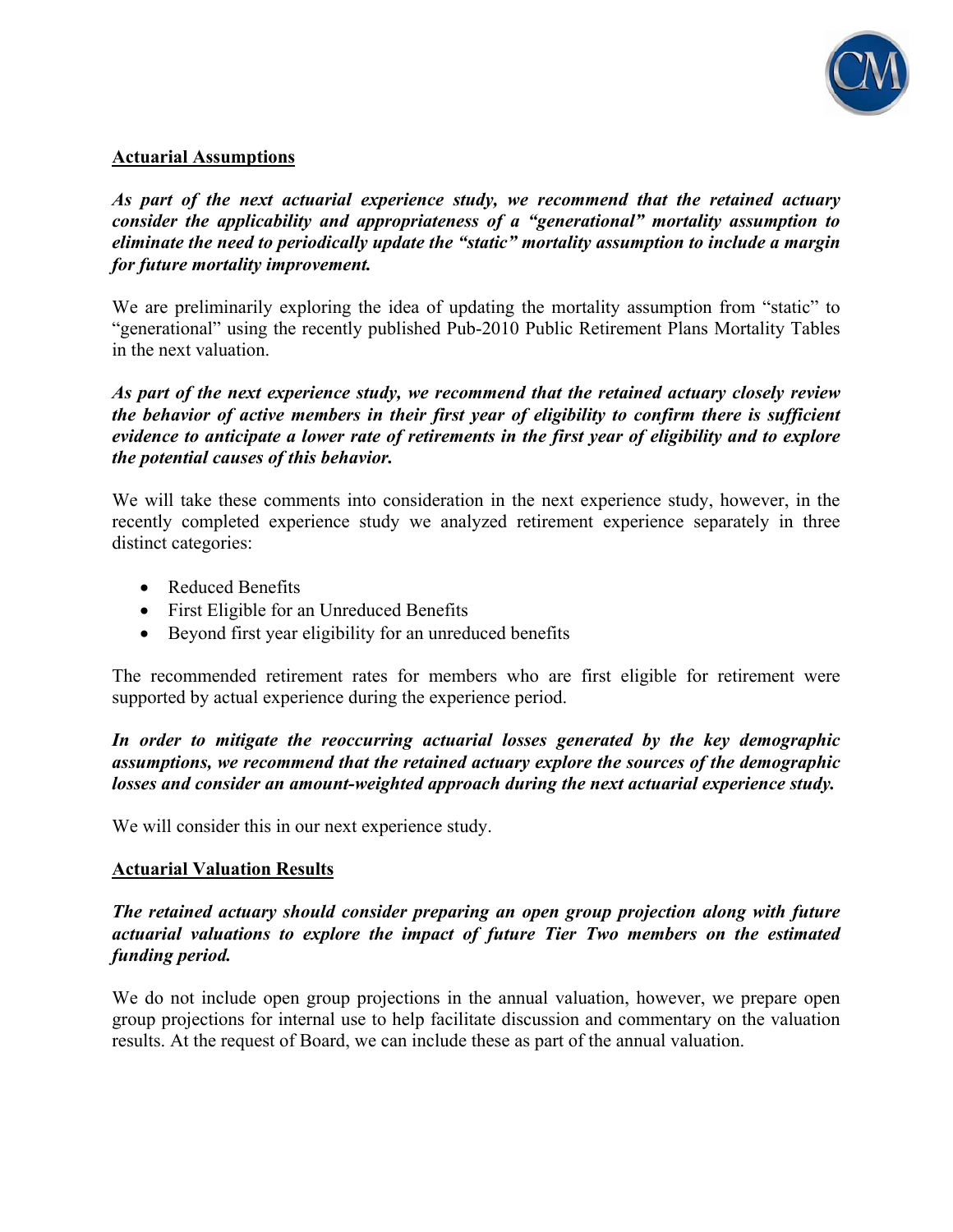**Actuarial Assumptions**

***As part of the next actuarial experience study, we recommend that the retained actuary consider the applicability and appropriateness of a "generational" mortality assumption to eliminate the need to periodically update the "static" mortality assumption to include a margin for future mortality improvement.***

We are preliminarily exploring the idea of updating the mortality assumption from "static" to "generational" using the recently published Pub-2010 Public Retirement Plans Mortality Tables in the next valuation.

***As part of the next experience study, we recommend that the retained actuary closely review the behavior of active members in their first year of eligibility to confirm there is sufficient evidence to anticipate a lower rate of retirements in the first year of eligibility and to explore the potential causes of this behavior.***

We will take these comments into consideration in the next experience study, however, in the recently completed experience study we analyzed retirement experience separately in three distinct categories:

- Reduced Benefits
- First Eligible for an Unreduced Benefits
- Beyond first year eligibility for an unreduced benefits

The recommended retirement rates for members who are first eligible for retirement were supported by actual experience during the experience period.

***In order to mitigate the reoccurring actuarial losses generated by the key demographic assumptions, we recommend that the retained actuary explore the sources of the demographic losses and consider an amount-weighted approach during the next actuarial experience study.***

We will consider this in our next experience study.

**Actuarial Valuation Results**

***The retained actuary should consider preparing an open group projection along with future actuarial valuations to explore the impact of future Tier Two members on the estimated funding period.***

We do not include open group projections in the annual valuation, however, we prepare open group projections for internal use to help facilitate discussion and commentary on the valuation results. At the request of Board, we can include these as part of the annual valuation.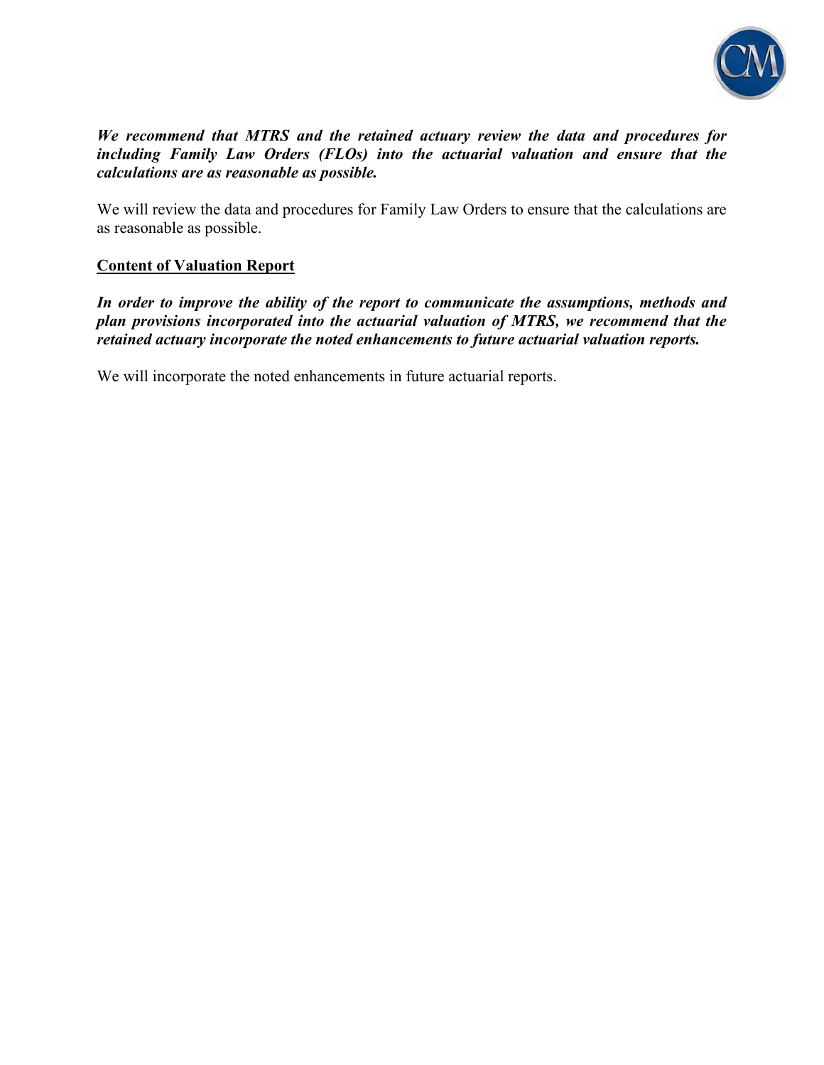***We recommend that MTRS and the retained actuary review the data and procedures for including Family Law Orders (FLOs) into the actuarial valuation and ensure that the calculations are as reasonable as possible.***

We will review the data and procedures for Family Law Orders to ensure that the calculations are as reasonable as possible.

**Content of Valuation Report**

***In order to improve the ability of the report to communicate the assumptions, methods and plan provisions incorporated into the actuarial valuation of MTRS, we recommend that the retained actuary incorporate the noted enhancements to future actuarial valuation reports.***

We will incorporate the noted enhancements in future actuarial reports.